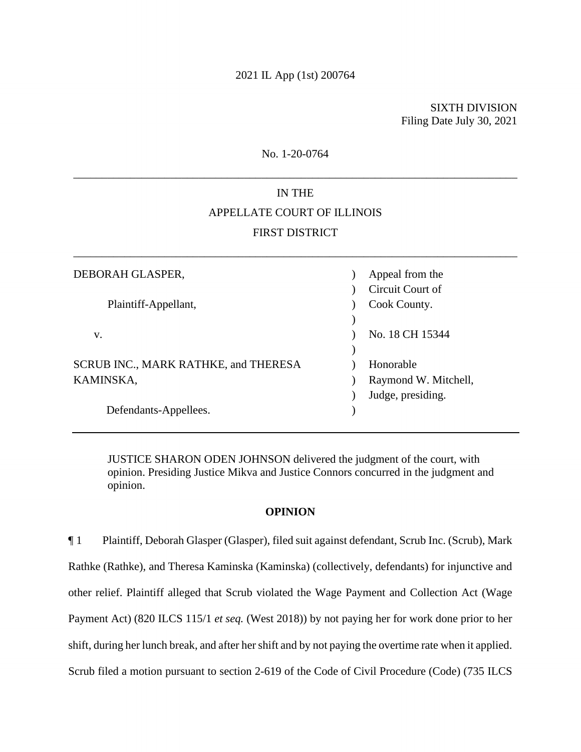2021 IL App (1st) 200764

SIXTH DIVISION
Filing Date July 30, 2021

No. 1-20-0764

---

IN THE

APPELLATE COURT OF ILLINOIS

FIRST DISTRICT

---

| | | |
|---|---|---|
| DEBORAH GLASPER, | ) | Appeal from the |
| | ) | Circuit Court of |
| Plaintiff-Appellant, | ) | Cook County. |
| | ) | |
| v. | ) | No. 18 CH 15344 |
| | ) | |
| SCRUB INC., MARK RATHKE, and THERESA KAMINSKA, | ) | Honorable |
| | ) | Raymond W. Mitchell, |
| | ) | Judge, presiding. |
| Defendants-Appellees. | ) | |

---

JUSTICE SHARON ODEN JOHNSON delivered the judgment of the court, with opinion. Presiding Justice Mikva and Justice Connors concurred in the judgment and opinion.

**OPINION**

¶ 1 Plaintiff, Deborah Glasper (Glasper), filed suit against defendant, Scrub Inc. (Scrub), Mark Rathke (Rathke), and Theresa Kaminska (Kaminska) (collectively, defendants) for injunctive and other relief. Plaintiff alleged that Scrub violated the Wage Payment and Collection Act (Wage Payment Act) (820 ILCS 115/1 *et seq.* (West 2018)) by not paying her for work done prior to her shift, during her lunch break, and after her shift and by not paying the overtime rate when it applied. Scrub filed a motion pursuant to section 2-619 of the Code of Civil Procedure (Code) (735 ILCS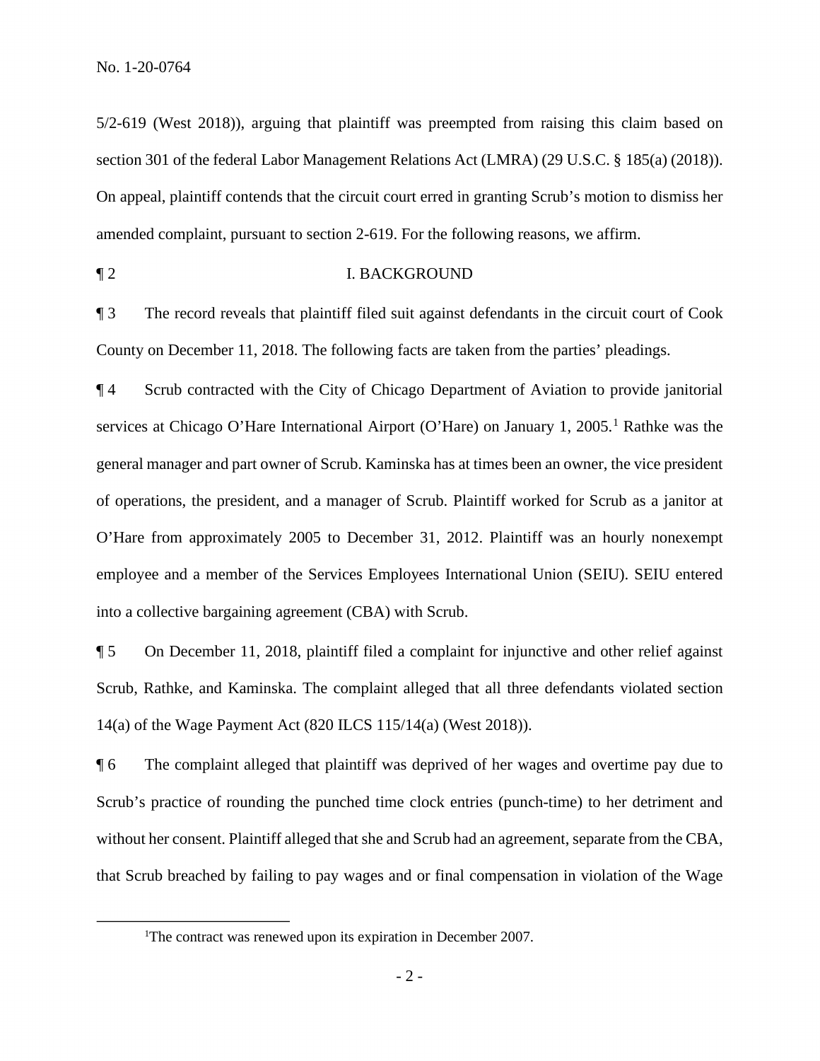5/2-619 (West 2018)), arguing that plaintiff was preempted from raising this claim based on section 301 of the federal Labor Management Relations Act (LMRA) (29 U.S.C. § 185(a) (2018)). On appeal, plaintiff contends that the circuit court erred in granting Scrub's motion to dismiss her amended complaint, pursuant to section 2-619. For the following reasons, we affirm.

¶ 2 I. BACKGROUND

¶ 3 The record reveals that plaintiff filed suit against defendants in the circuit court of Cook County on December 11, 2018. The following facts are taken from the parties' pleadings.

¶ 4 Scrub contracted with the City of Chicago Department of Aviation to provide janitorial services at Chicago O'Hare International Airport (O'Hare) on January 1, 2005.[1] Rathke was the general manager and part owner of Scrub. Kaminska has at times been an owner, the vice president of operations, the president, and a manager of Scrub. Plaintiff worked for Scrub as a janitor at O'Hare from approximately 2005 to December 31, 2012. Plaintiff was an hourly nonexempt employee and a member of the Services Employees International Union (SEIU). SEIU entered into a collective bargaining agreement (CBA) with Scrub.

¶ 5 On December 11, 2018, plaintiff filed a complaint for injunctive and other relief against Scrub, Rathke, and Kaminska. The complaint alleged that all three defendants violated section 14(a) of the Wage Payment Act (820 ILCS 115/14(a) (West 2018)).

¶ 6 The complaint alleged that plaintiff was deprived of her wages and overtime pay due to Scrub's practice of rounding the punched time clock entries (punch-time) to her detriment and without her consent. Plaintiff alleged that she and Scrub had an agreement, separate from the CBA, that Scrub breached by failing to pay wages and or final compensation in violation of the Wage

[1] The contract was renewed upon its expiration in December 2007.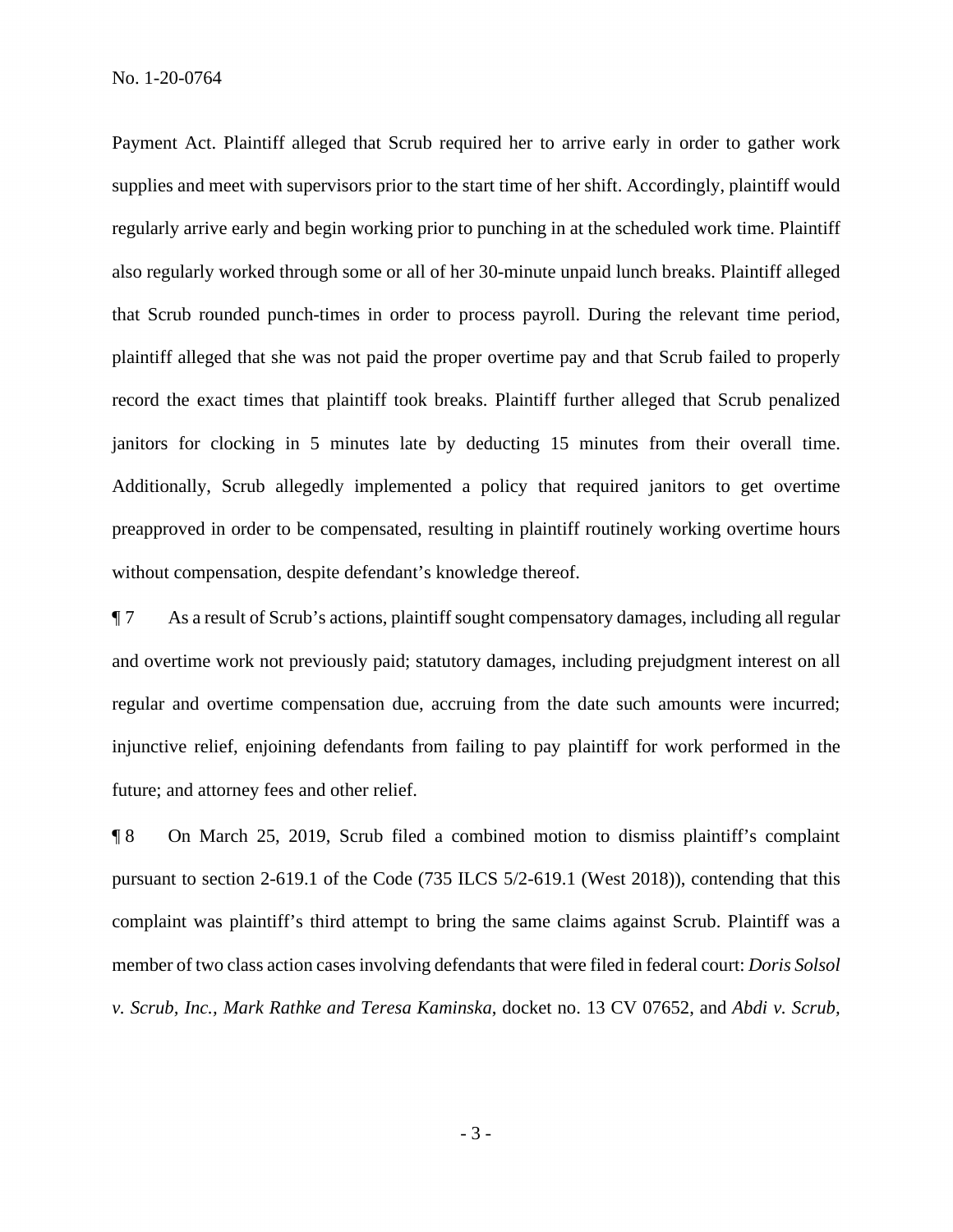Payment Act. Plaintiff alleged that Scrub required her to arrive early in order to gather work supplies and meet with supervisors prior to the start time of her shift. Accordingly, plaintiff would regularly arrive early and begin working prior to punching in at the scheduled work time. Plaintiff also regularly worked through some or all of her 30-minute unpaid lunch breaks. Plaintiff alleged that Scrub rounded punch-times in order to process payroll. During the relevant time period, plaintiff alleged that she was not paid the proper overtime pay and that Scrub failed to properly record the exact times that plaintiff took breaks. Plaintiff further alleged that Scrub penalized janitors for clocking in 5 minutes late by deducting 15 minutes from their overall time. Additionally, Scrub allegedly implemented a policy that required janitors to get overtime preapproved in order to be compensated, resulting in plaintiff routinely working overtime hours without compensation, despite defendant's knowledge thereof.

¶ 7 As a result of Scrub's actions, plaintiff sought compensatory damages, including all regular and overtime work not previously paid; statutory damages, including prejudgment interest on all regular and overtime compensation due, accruing from the date such amounts were incurred; injunctive relief, enjoining defendants from failing to pay plaintiff for work performed in the future; and attorney fees and other relief.

¶ 8 On March 25, 2019, Scrub filed a combined motion to dismiss plaintiff's complaint pursuant to section 2-619.1 of the Code (735 ILCS 5/2-619.1 (West 2018)), contending that this complaint was plaintiff's third attempt to bring the same claims against Scrub. Plaintiff was a member of two class action cases involving defendants that were filed in federal court: *Doris Solsol v. Scrub, Inc., Mark Rathke and Teresa Kaminska*, docket no. 13 CV 07652, and *Abdi v. Scrub*,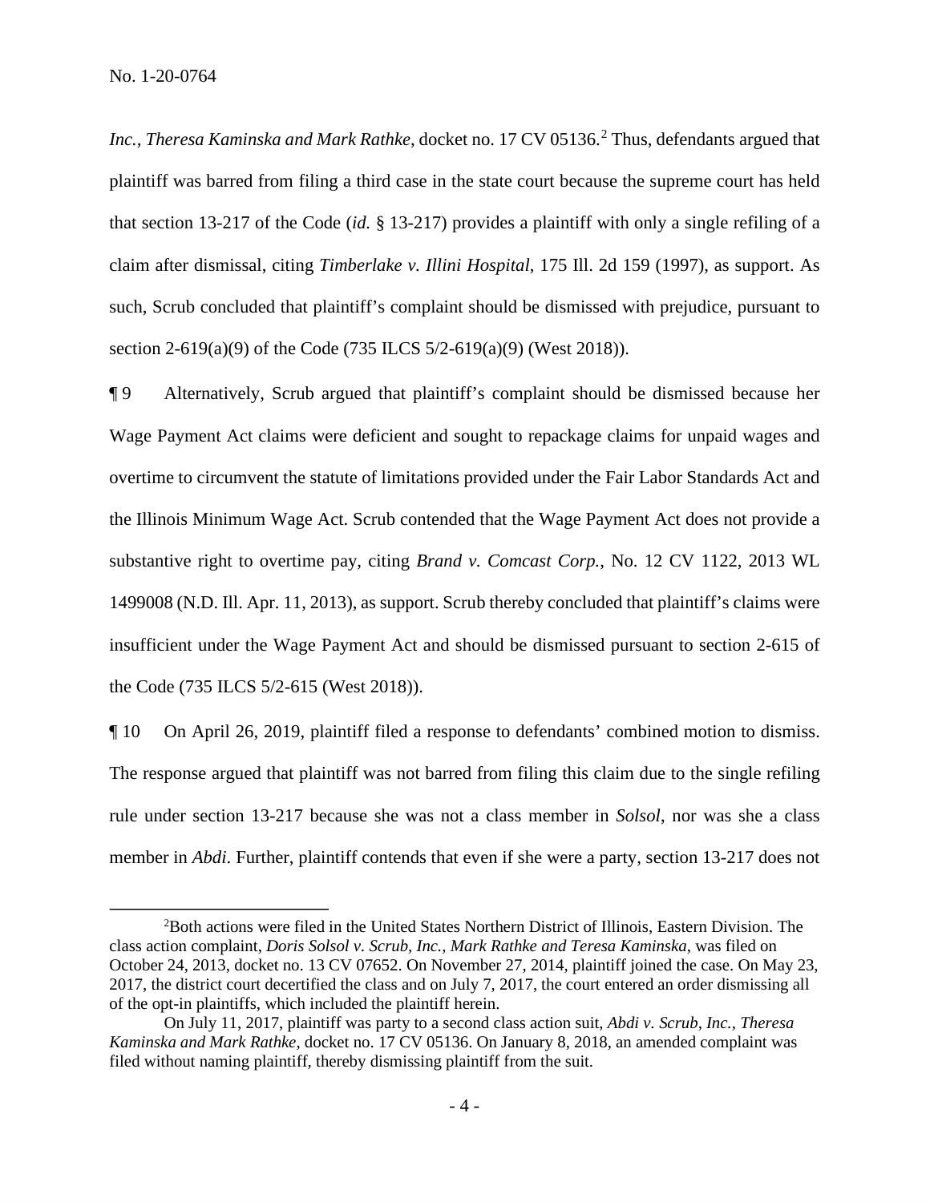*Inc., Theresa Kaminska and Mark Rathke*, docket no. 17 CV 05136.[2] Thus, defendants argued that plaintiff was barred from filing a third case in the state court because the supreme court has held that section 13-217 of the Code (*id.* § 13-217) provides a plaintiff with only a single refiling of a claim after dismissal, citing *Timberlake v. Illini Hospital*, 175 Ill. 2d 159 (1997), as support. As such, Scrub concluded that plaintiff's complaint should be dismissed with prejudice, pursuant to section 2-619(a)(9) of the Code (735 ILCS 5/2-619(a)(9) (West 2018)).

¶ 9 Alternatively, Scrub argued that plaintiff's complaint should be dismissed because her Wage Payment Act claims were deficient and sought to repackage claims for unpaid wages and overtime to circumvent the statute of limitations provided under the Fair Labor Standards Act and the Illinois Minimum Wage Act. Scrub contended that the Wage Payment Act does not provide a substantive right to overtime pay, citing *Brand v. Comcast Corp.*, No. 12 CV 1122, 2013 WL 1499008 (N.D. Ill. Apr. 11, 2013), as support. Scrub thereby concluded that plaintiff's claims were insufficient under the Wage Payment Act and should be dismissed pursuant to section 2-615 of the Code (735 ILCS 5/2-615 (West 2018)).

¶ 10 On April 26, 2019, plaintiff filed a response to defendants' combined motion to dismiss. The response argued that plaintiff was not barred from filing this claim due to the single refiling rule under section 13-217 because she was not a class member in *Solsol*, nor was she a class member in *Abdi*. Further, plaintiff contends that even if she were a party, section 13-217 does not

---

[2]Both actions were filed in the United States Northern District of Illinois, Eastern Division. The class action complaint, *Doris Solsol v. Scrub, Inc., Mark Rathke and Teresa Kaminska*, was filed on October 24, 2013, docket no. 13 CV 07652. On November 27, 2014, plaintiff joined the case. On May 23, 2017, the district court decertified the class and on July 7, 2017, the court entered an order dismissing all of the opt-in plaintiffs, which included the plaintiff herein.

On July 11, 2017, plaintiff was party to a second class action suit, *Abdi v. Scrub, Inc., Theresa Kaminska and Mark Rathke*, docket no. 17 CV 05136. On January 8, 2018, an amended complaint was filed without naming plaintiff, thereby dismissing plaintiff from the suit.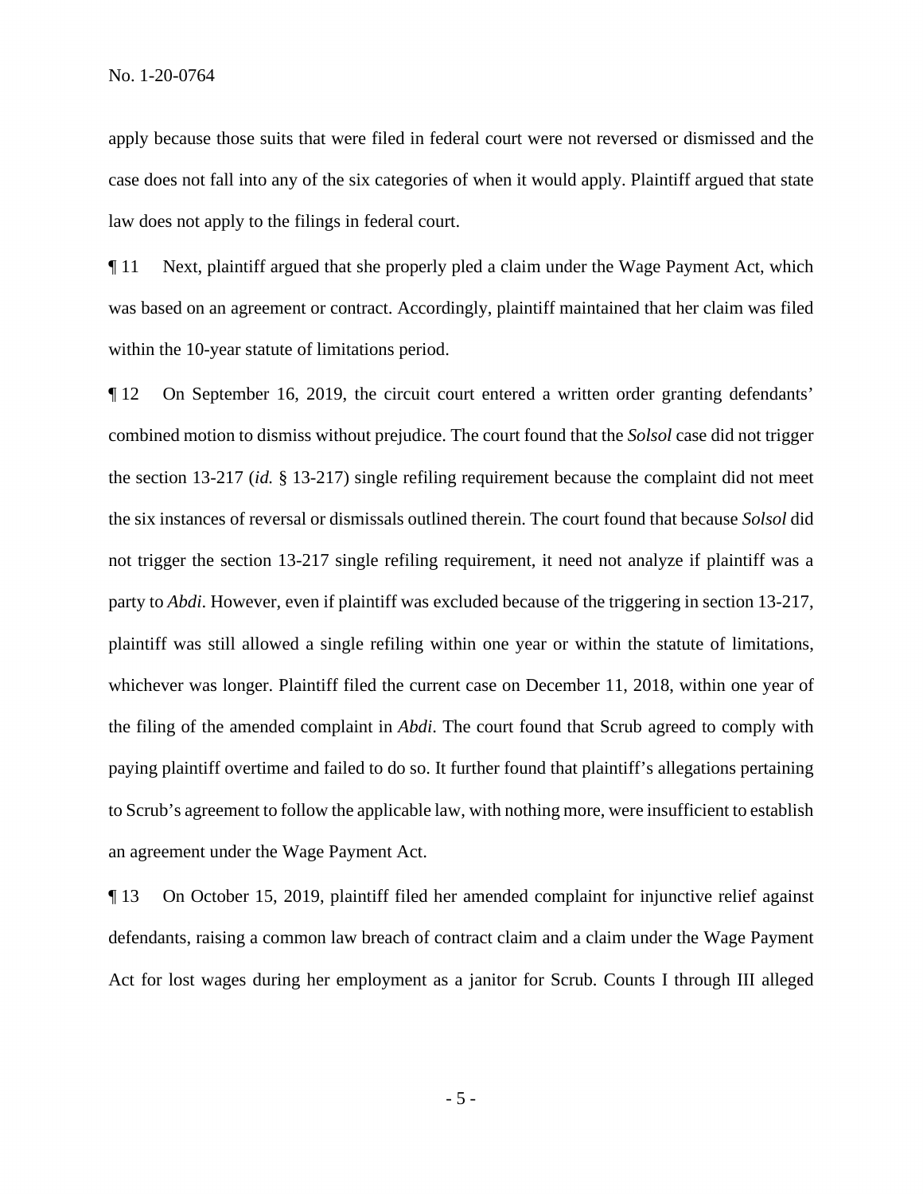apply because those suits that were filed in federal court were not reversed or dismissed and the case does not fall into any of the six categories of when it would apply. Plaintiff argued that state law does not apply to the filings in federal court.

¶ 11 Next, plaintiff argued that she properly pled a claim under the Wage Payment Act, which was based on an agreement or contract. Accordingly, plaintiff maintained that her claim was filed within the 10-year statute of limitations period.

¶ 12 On September 16, 2019, the circuit court entered a written order granting defendants' combined motion to dismiss without prejudice. The court found that the *Solsol* case did not trigger the section 13-217 (*id.* § 13-217) single refiling requirement because the complaint did not meet the six instances of reversal or dismissals outlined therein. The court found that because *Solsol* did not trigger the section 13-217 single refiling requirement, it need not analyze if plaintiff was a party to *Abdi*. However, even if plaintiff was excluded because of the triggering in section 13-217, plaintiff was still allowed a single refiling within one year or within the statute of limitations, whichever was longer. Plaintiff filed the current case on December 11, 2018, within one year of the filing of the amended complaint in *Abdi*. The court found that Scrub agreed to comply with paying plaintiff overtime and failed to do so. It further found that plaintiff's allegations pertaining to Scrub's agreement to follow the applicable law, with nothing more, were insufficient to establish an agreement under the Wage Payment Act.

¶ 13 On October 15, 2019, plaintiff filed her amended complaint for injunctive relief against defendants, raising a common law breach of contract claim and a claim under the Wage Payment Act for lost wages during her employment as a janitor for Scrub. Counts I through III alleged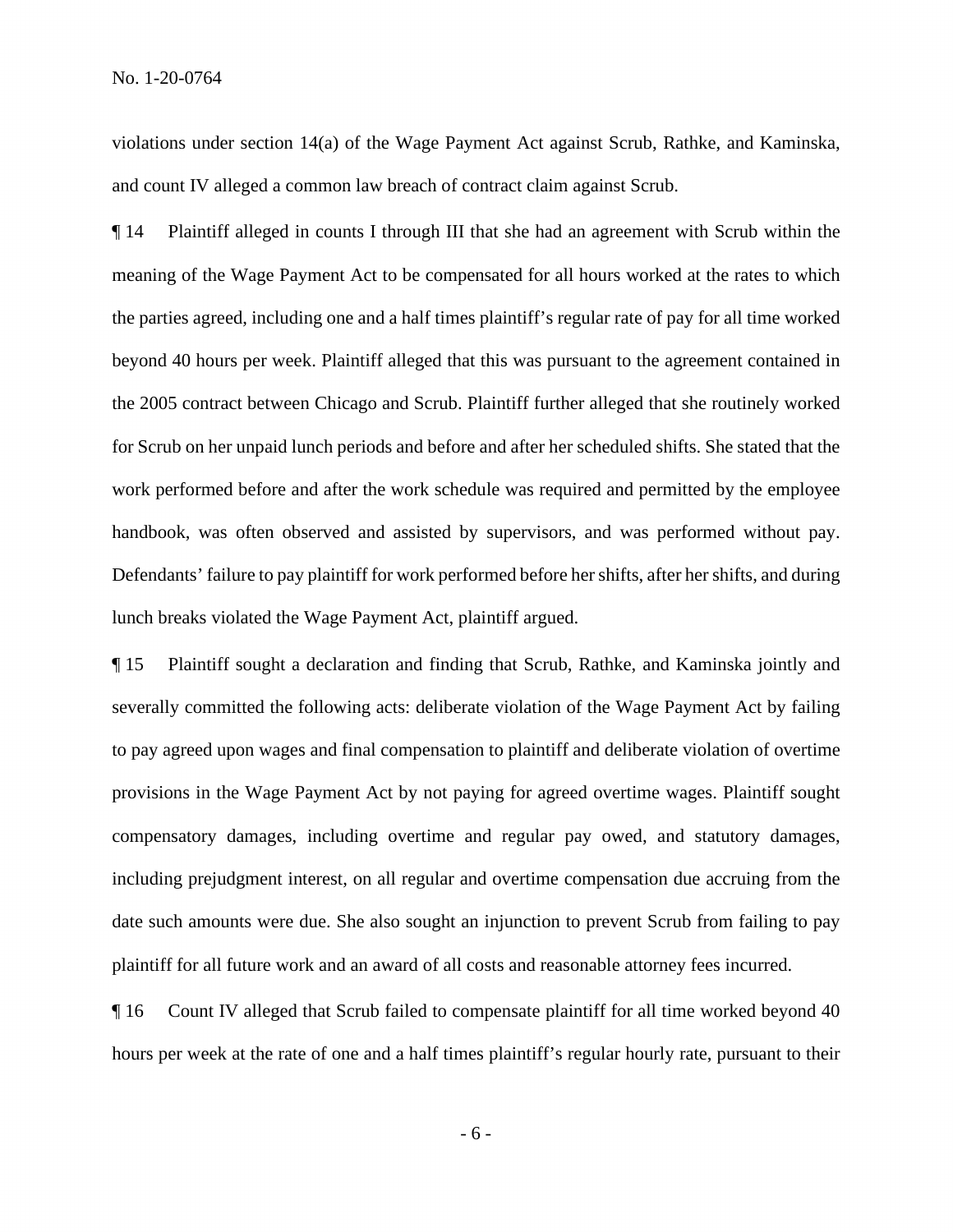violations under section 14(a) of the Wage Payment Act against Scrub, Rathke, and Kaminska, and count IV alleged a common law breach of contract claim against Scrub.

¶ 14 Plaintiff alleged in counts I through III that she had an agreement with Scrub within the meaning of the Wage Payment Act to be compensated for all hours worked at the rates to which the parties agreed, including one and a half times plaintiff's regular rate of pay for all time worked beyond 40 hours per week. Plaintiff alleged that this was pursuant to the agreement contained in the 2005 contract between Chicago and Scrub. Plaintiff further alleged that she routinely worked for Scrub on her unpaid lunch periods and before and after her scheduled shifts. She stated that the work performed before and after the work schedule was required and permitted by the employee handbook, was often observed and assisted by supervisors, and was performed without pay. Defendants' failure to pay plaintiff for work performed before her shifts, after her shifts, and during lunch breaks violated the Wage Payment Act, plaintiff argued.

¶ 15 Plaintiff sought a declaration and finding that Scrub, Rathke, and Kaminska jointly and severally committed the following acts: deliberate violation of the Wage Payment Act by failing to pay agreed upon wages and final compensation to plaintiff and deliberate violation of overtime provisions in the Wage Payment Act by not paying for agreed overtime wages. Plaintiff sought compensatory damages, including overtime and regular pay owed, and statutory damages, including prejudgment interest, on all regular and overtime compensation due accruing from the date such amounts were due. She also sought an injunction to prevent Scrub from failing to pay plaintiff for all future work and an award of all costs and reasonable attorney fees incurred.

¶ 16 Count IV alleged that Scrub failed to compensate plaintiff for all time worked beyond 40 hours per week at the rate of one and a half times plaintiff's regular hourly rate, pursuant to their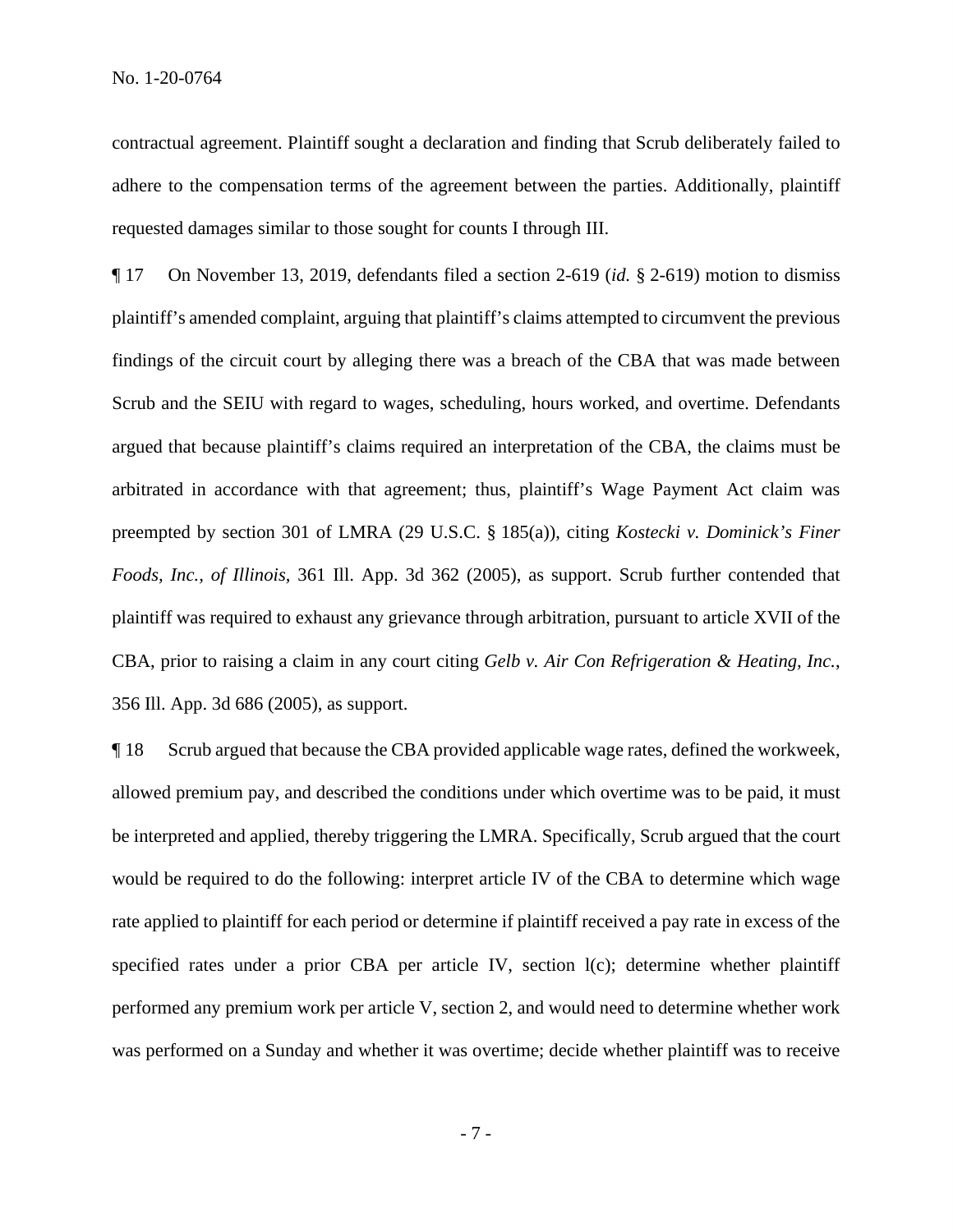contractual agreement. Plaintiff sought a declaration and finding that Scrub deliberately failed to adhere to the compensation terms of the agreement between the parties. Additionally, plaintiff requested damages similar to those sought for counts I through III.

¶ 17 On November 13, 2019, defendants filed a section 2-619 (*id.* § 2-619) motion to dismiss plaintiff's amended complaint, arguing that plaintiff's claims attempted to circumvent the previous findings of the circuit court by alleging there was a breach of the CBA that was made between Scrub and the SEIU with regard to wages, scheduling, hours worked, and overtime. Defendants argued that because plaintiff's claims required an interpretation of the CBA, the claims must be arbitrated in accordance with that agreement; thus, plaintiff's Wage Payment Act claim was preempted by section 301 of LMRA (29 U.S.C. § 185(a)), citing *Kostecki v. Dominick's Finer Foods, Inc., of Illinois*, 361 Ill. App. 3d 362 (2005), as support. Scrub further contended that plaintiff was required to exhaust any grievance through arbitration, pursuant to article XVII of the CBA, prior to raising a claim in any court citing *Gelb v. Air Con Refrigeration & Heating, Inc.*, 356 Ill. App. 3d 686 (2005), as support.

¶ 18 Scrub argued that because the CBA provided applicable wage rates, defined the workweek, allowed premium pay, and described the conditions under which overtime was to be paid, it must be interpreted and applied, thereby triggering the LMRA. Specifically, Scrub argued that the court would be required to do the following: interpret article IV of the CBA to determine which wage rate applied to plaintiff for each period or determine if plaintiff received a pay rate in excess of the specified rates under a prior CBA per article IV, section l(c); determine whether plaintiff performed any premium work per article V, section 2, and would need to determine whether work was performed on a Sunday and whether it was overtime; decide whether plaintiff was to receive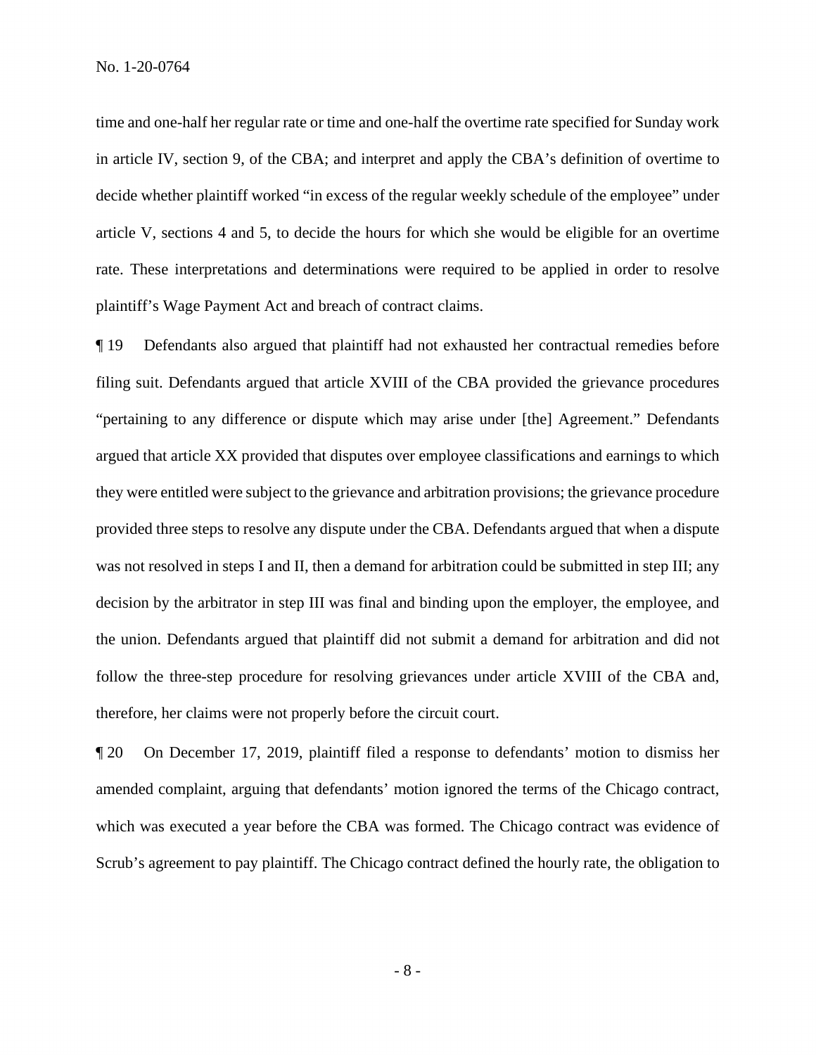time and one-half her regular rate or time and one-half the overtime rate specified for Sunday work in article IV, section 9, of the CBA; and interpret and apply the CBA's definition of overtime to decide whether plaintiff worked "in excess of the regular weekly schedule of the employee" under article V, sections 4 and 5, to decide the hours for which she would be eligible for an overtime rate. These interpretations and determinations were required to be applied in order to resolve plaintiff's Wage Payment Act and breach of contract claims.

¶ 19 Defendants also argued that plaintiff had not exhausted her contractual remedies before filing suit. Defendants argued that article XVIII of the CBA provided the grievance procedures "pertaining to any difference or dispute which may arise under [the] Agreement." Defendants argued that article XX provided that disputes over employee classifications and earnings to which they were entitled were subject to the grievance and arbitration provisions; the grievance procedure provided three steps to resolve any dispute under the CBA. Defendants argued that when a dispute was not resolved in steps I and II, then a demand for arbitration could be submitted in step III; any decision by the arbitrator in step III was final and binding upon the employer, the employee, and the union. Defendants argued that plaintiff did not submit a demand for arbitration and did not follow the three-step procedure for resolving grievances under article XVIII of the CBA and, therefore, her claims were not properly before the circuit court.

¶ 20 On December 17, 2019, plaintiff filed a response to defendants' motion to dismiss her amended complaint, arguing that defendants' motion ignored the terms of the Chicago contract, which was executed a year before the CBA was formed. The Chicago contract was evidence of Scrub's agreement to pay plaintiff. The Chicago contract defined the hourly rate, the obligation to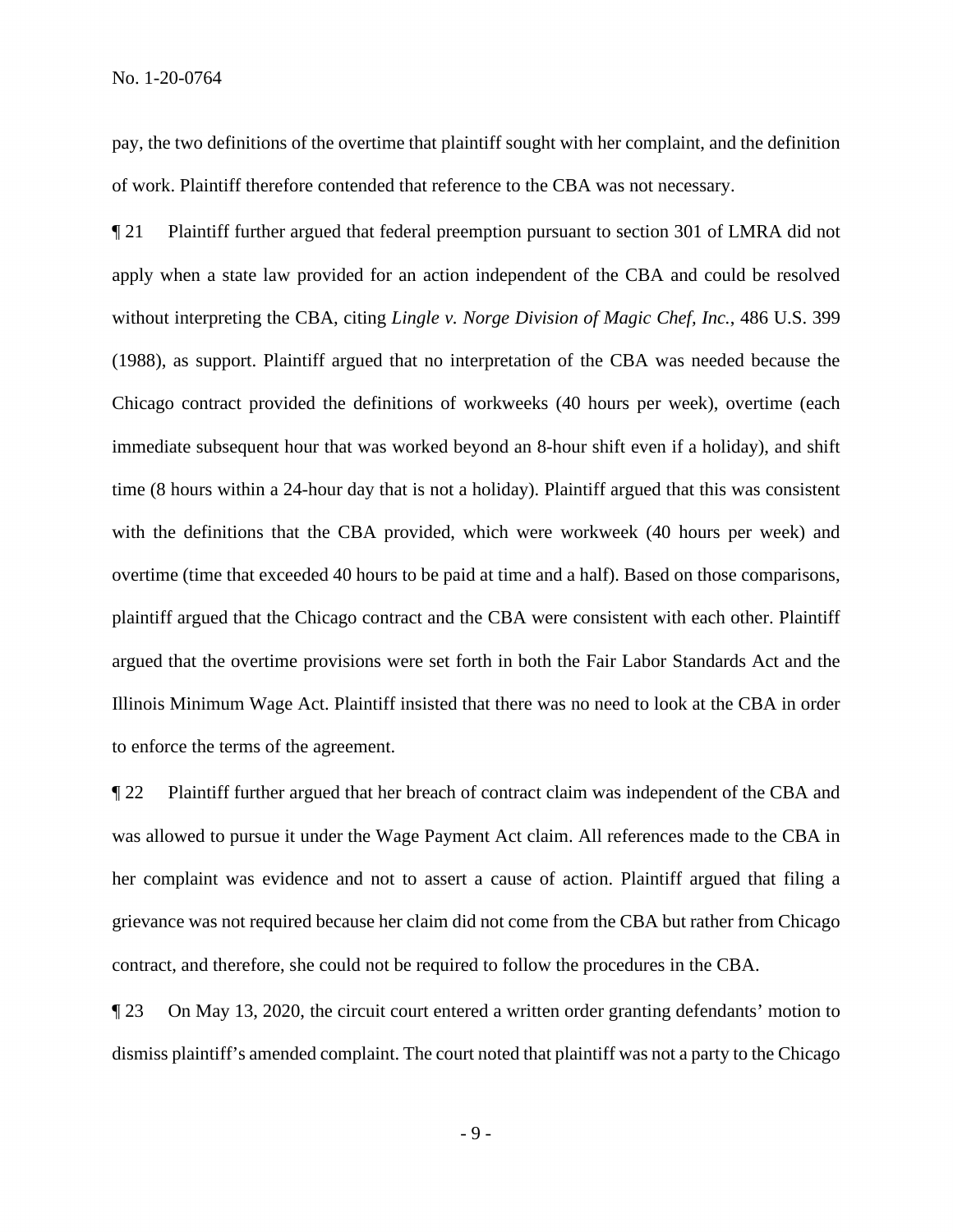pay, the two definitions of the overtime that plaintiff sought with her complaint, and the definition of work. Plaintiff therefore contended that reference to the CBA was not necessary.

¶ 21 Plaintiff further argued that federal preemption pursuant to section 301 of LMRA did not apply when a state law provided for an action independent of the CBA and could be resolved without interpreting the CBA, citing *Lingle v. Norge Division of Magic Chef, Inc.*, 486 U.S. 399 (1988), as support. Plaintiff argued that no interpretation of the CBA was needed because the Chicago contract provided the definitions of workweeks (40 hours per week), overtime (each immediate subsequent hour that was worked beyond an 8-hour shift even if a holiday), and shift time (8 hours within a 24-hour day that is not a holiday). Plaintiff argued that this was consistent with the definitions that the CBA provided, which were workweek (40 hours per week) and overtime (time that exceeded 40 hours to be paid at time and a half). Based on those comparisons, plaintiff argued that the Chicago contract and the CBA were consistent with each other. Plaintiff argued that the overtime provisions were set forth in both the Fair Labor Standards Act and the Illinois Minimum Wage Act. Plaintiff insisted that there was no need to look at the CBA in order to enforce the terms of the agreement.

¶ 22 Plaintiff further argued that her breach of contract claim was independent of the CBA and was allowed to pursue it under the Wage Payment Act claim. All references made to the CBA in her complaint was evidence and not to assert a cause of action. Plaintiff argued that filing a grievance was not required because her claim did not come from the CBA but rather from Chicago contract, and therefore, she could not be required to follow the procedures in the CBA.

¶ 23 On May 13, 2020, the circuit court entered a written order granting defendants' motion to dismiss plaintiff's amended complaint. The court noted that plaintiff was not a party to the Chicago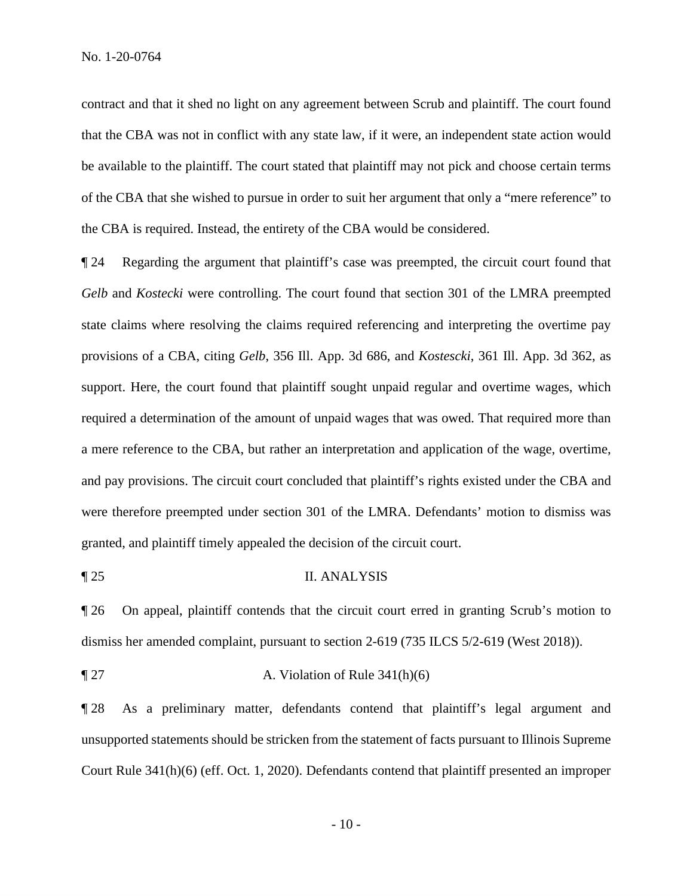contract and that it shed no light on any agreement between Scrub and plaintiff. The court found that the CBA was not in conflict with any state law, if it were, an independent state action would be available to the plaintiff. The court stated that plaintiff may not pick and choose certain terms of the CBA that she wished to pursue in order to suit her argument that only a "mere reference" to the CBA is required. Instead, the entirety of the CBA would be considered.

¶ 24 Regarding the argument that plaintiff's case was preempted, the circuit court found that *Gelb* and *Kostecki* were controlling. The court found that section 301 of the LMRA preempted state claims where resolving the claims required referencing and interpreting the overtime pay provisions of a CBA, citing *Gelb*, 356 Ill. App. 3d 686, and *Kostescki*, 361 Ill. App. 3d 362, as support. Here, the court found that plaintiff sought unpaid regular and overtime wages, which required a determination of the amount of unpaid wages that was owed. That required more than a mere reference to the CBA, but rather an interpretation and application of the wage, overtime, and pay provisions. The circuit court concluded that plaintiff's rights existed under the CBA and were therefore preempted under section 301 of the LMRA. Defendants' motion to dismiss was granted, and plaintiff timely appealed the decision of the circuit court.

## ¶ 25 II. ANALYSIS

¶ 26 On appeal, plaintiff contends that the circuit court erred in granting Scrub's motion to dismiss her amended complaint, pursuant to section 2-619 (735 ILCS 5/2-619 (West 2018)).

### ¶ 27 A. Violation of Rule 341(h)(6)

¶ 28 As a preliminary matter, defendants contend that plaintiff's legal argument and unsupported statements should be stricken from the statement of facts pursuant to Illinois Supreme Court Rule 341(h)(6) (eff. Oct. 1, 2020). Defendants contend that plaintiff presented an improper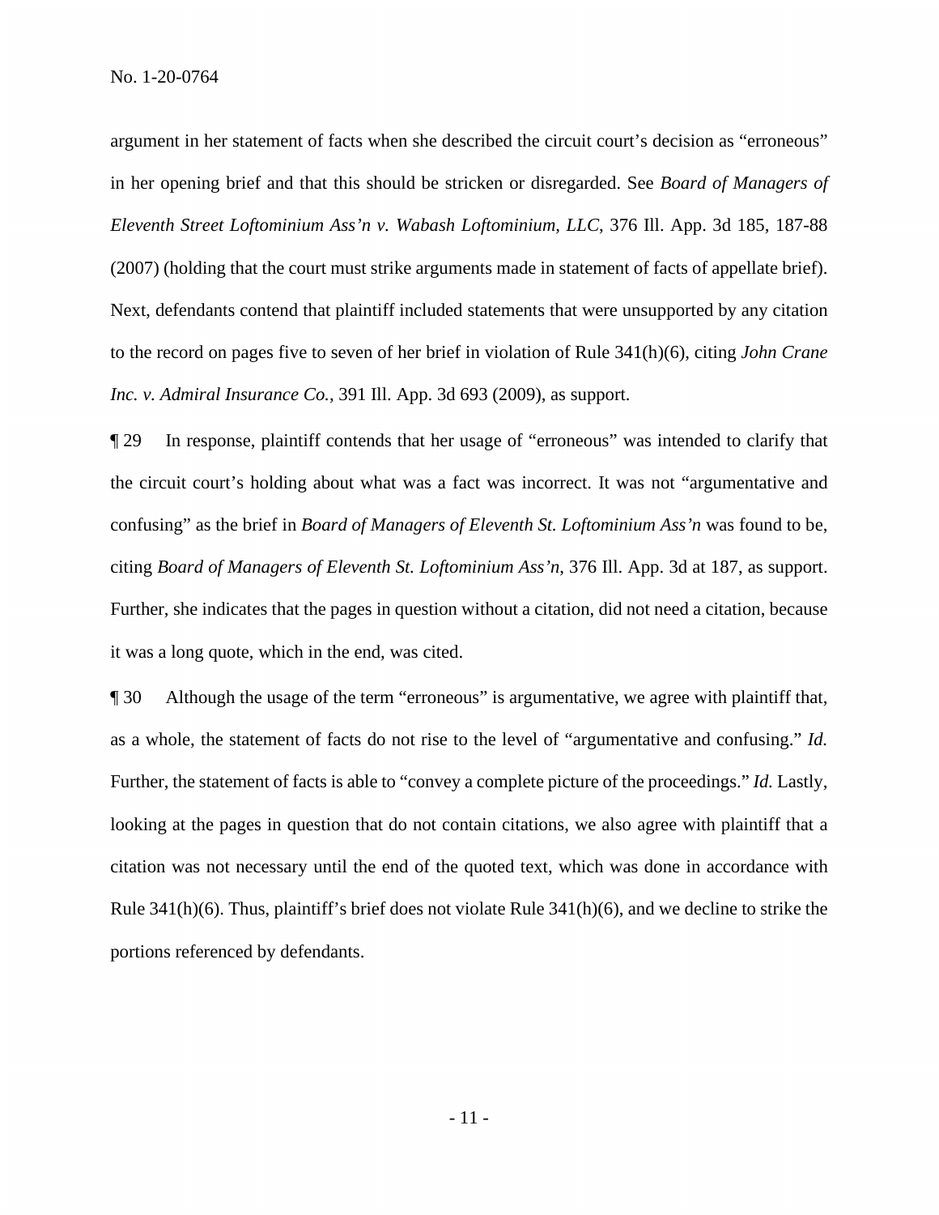argument in her statement of facts when she described the circuit court's decision as "erroneous" in her opening brief and that this should be stricken or disregarded. See *Board of Managers of Eleventh Street Loftominium Ass'n v. Wabash Loftominium, LLC*, 376 Ill. App. 3d 185, 187-88 (2007) (holding that the court must strike arguments made in statement of facts of appellate brief). Next, defendants contend that plaintiff included statements that were unsupported by any citation to the record on pages five to seven of her brief in violation of Rule 341(h)(6), citing *John Crane Inc. v. Admiral Insurance Co.*, 391 Ill. App. 3d 693 (2009), as support.

¶ 29 In response, plaintiff contends that her usage of "erroneous" was intended to clarify that the circuit court's holding about what was a fact was incorrect. It was not "argumentative and confusing" as the brief in *Board of Managers of Eleventh St. Loftominium Ass'n* was found to be, citing *Board of Managers of Eleventh St. Loftominium Ass'n*, 376 Ill. App. 3d at 187, as support. Further, she indicates that the pages in question without a citation, did not need a citation, because it was a long quote, which in the end, was cited.

¶ 30 Although the usage of the term "erroneous" is argumentative, we agree with plaintiff that, as a whole, the statement of facts do not rise to the level of "argumentative and confusing." *Id.* Further, the statement of facts is able to "convey a complete picture of the proceedings." *Id.* Lastly, looking at the pages in question that do not contain citations, we also agree with plaintiff that a citation was not necessary until the end of the quoted text, which was done in accordance with Rule 341(h)(6). Thus, plaintiff's brief does not violate Rule 341(h)(6), and we decline to strike the portions referenced by defendants.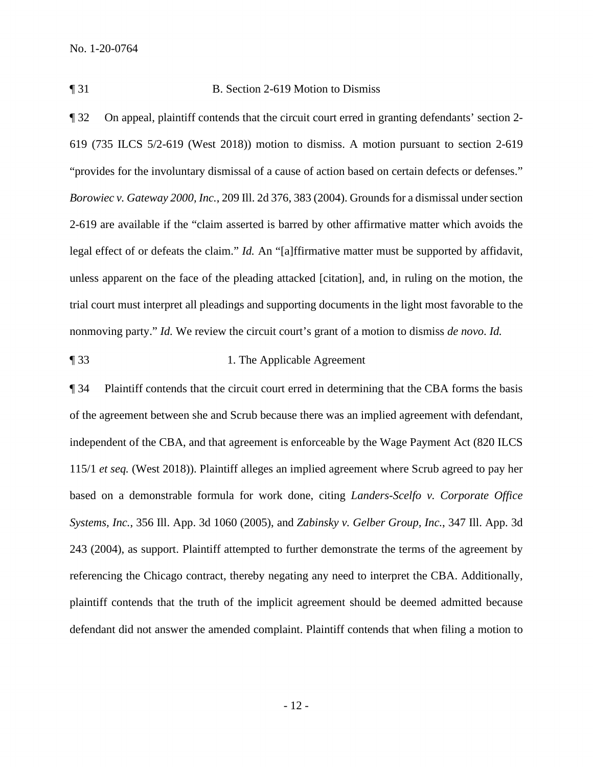¶ 31 B. Section 2-619 Motion to Dismiss

¶ 32 On appeal, plaintiff contends that the circuit court erred in granting defendants' section 2-619 (735 ILCS 5/2-619 (West 2018)) motion to dismiss. A motion pursuant to section 2-619 "provides for the involuntary dismissal of a cause of action based on certain defects or defenses." *Borowiec v. Gateway 2000, Inc.*, 209 Ill. 2d 376, 383 (2004). Grounds for a dismissal under section 2-619 are available if the "claim asserted is barred by other affirmative matter which avoids the legal effect of or defeats the claim." *Id.* An "[a]ffirmative matter must be supported by affidavit, unless apparent on the face of the pleading attacked [citation], and, in ruling on the motion, the trial court must interpret all pleadings and supporting documents in the light most favorable to the nonmoving party." *Id.* We review the circuit court's grant of a motion to dismiss *de novo*. *Id.*

¶ 33 1. The Applicable Agreement

¶ 34 Plaintiff contends that the circuit court erred in determining that the CBA forms the basis of the agreement between she and Scrub because there was an implied agreement with defendant, independent of the CBA, and that agreement is enforceable by the Wage Payment Act (820 ILCS 115/1 *et seq.* (West 2018)). Plaintiff alleges an implied agreement where Scrub agreed to pay her based on a demonstrable formula for work done, citing *Landers-Scelfo v. Corporate Office Systems, Inc.*, 356 Ill. App. 3d 1060 (2005), and *Zabinsky v. Gelber Group, Inc.*, 347 Ill. App. 3d 243 (2004), as support. Plaintiff attempted to further demonstrate the terms of the agreement by referencing the Chicago contract, thereby negating any need to interpret the CBA. Additionally, plaintiff contends that the truth of the implicit agreement should be deemed admitted because defendant did not answer the amended complaint. Plaintiff contends that when filing a motion to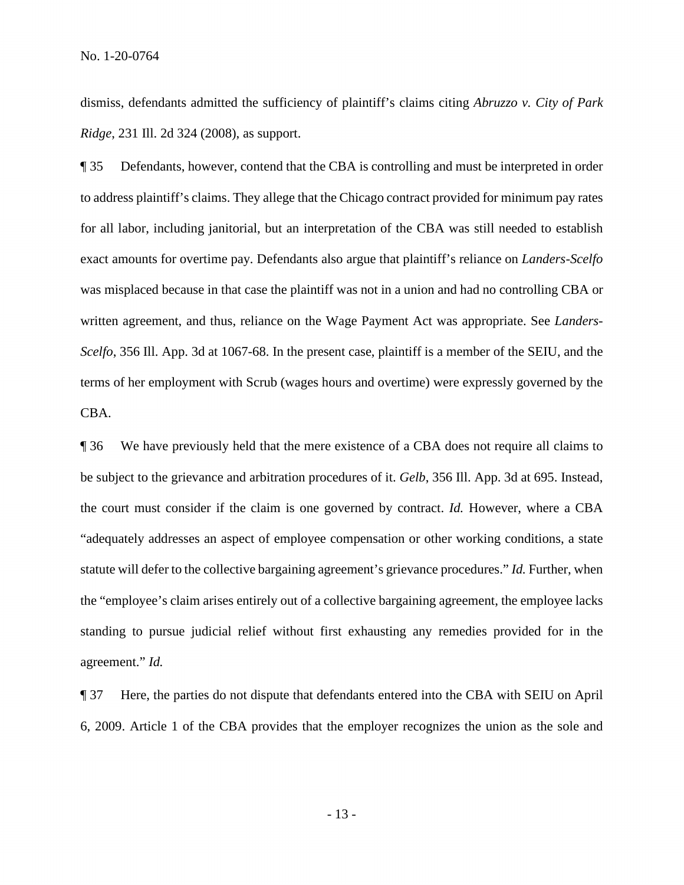dismiss, defendants admitted the sufficiency of plaintiff's claims citing *Abruzzo v. City of Park Ridge*, 231 Ill. 2d 324 (2008), as support.

¶ 35 Defendants, however, contend that the CBA is controlling and must be interpreted in order to address plaintiff's claims. They allege that the Chicago contract provided for minimum pay rates for all labor, including janitorial, but an interpretation of the CBA was still needed to establish exact amounts for overtime pay. Defendants also argue that plaintiff's reliance on *Landers-Scelfo* was misplaced because in that case the plaintiff was not in a union and had no controlling CBA or written agreement, and thus, reliance on the Wage Payment Act was appropriate. See *Landers-Scelfo*, 356 Ill. App. 3d at 1067-68. In the present case, plaintiff is a member of the SEIU, and the terms of her employment with Scrub (wages hours and overtime) were expressly governed by the CBA.

¶ 36 We have previously held that the mere existence of a CBA does not require all claims to be subject to the grievance and arbitration procedures of it. *Gelb*, 356 Ill. App. 3d at 695. Instead, the court must consider if the claim is one governed by contract. *Id.* However, where a CBA "adequately addresses an aspect of employee compensation or other working conditions, a state statute will defer to the collective bargaining agreement's grievance procedures." *Id.* Further, when the "employee's claim arises entirely out of a collective bargaining agreement, the employee lacks standing to pursue judicial relief without first exhausting any remedies provided for in the agreement." *Id.*

¶ 37 Here, the parties do not dispute that defendants entered into the CBA with SEIU on April 6, 2009. Article 1 of the CBA provides that the employer recognizes the union as the sole and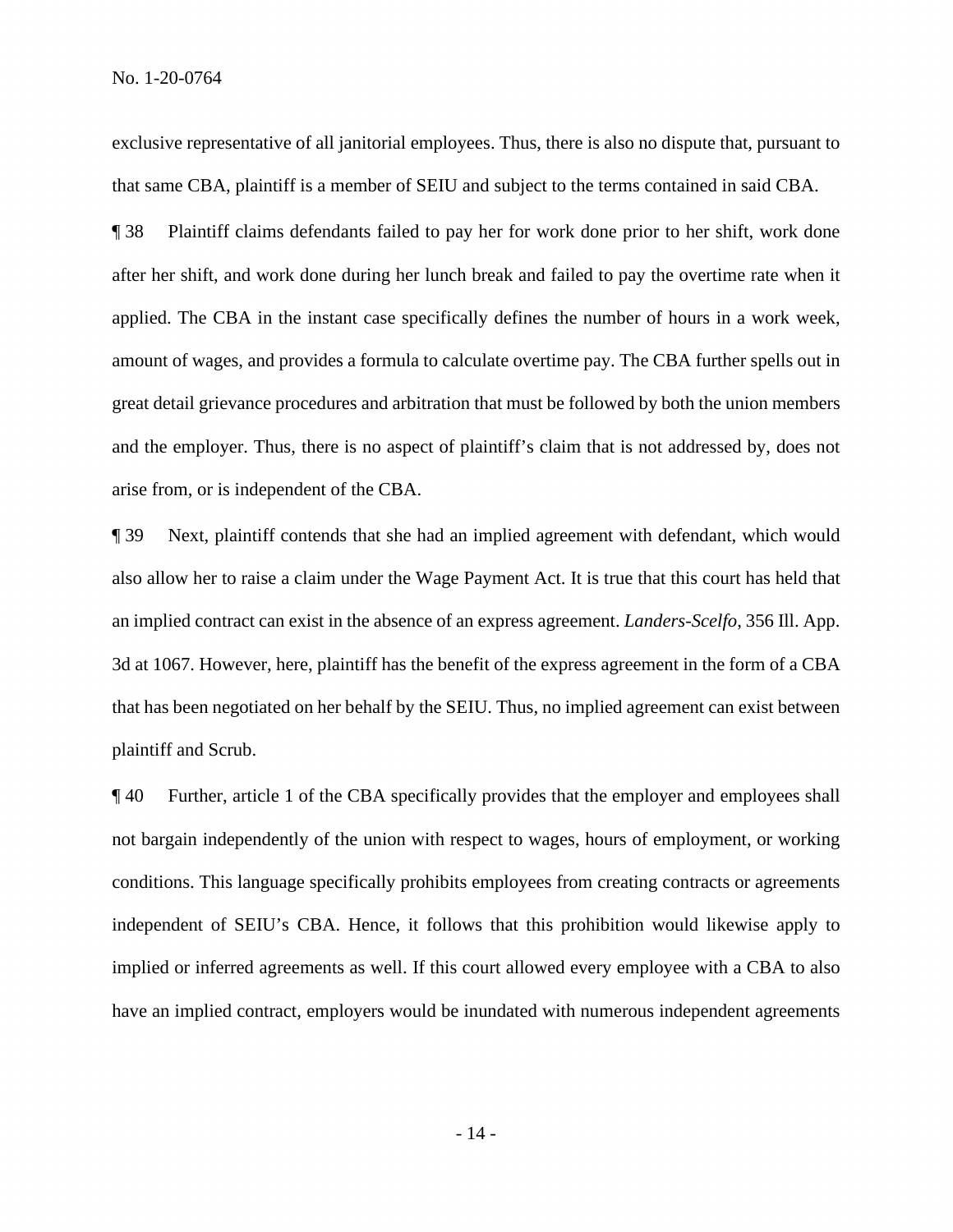exclusive representative of all janitorial employees. Thus, there is also no dispute that, pursuant to that same CBA, plaintiff is a member of SEIU and subject to the terms contained in said CBA.

¶ 38 Plaintiff claims defendants failed to pay her for work done prior to her shift, work done after her shift, and work done during her lunch break and failed to pay the overtime rate when it applied. The CBA in the instant case specifically defines the number of hours in a work week, amount of wages, and provides a formula to calculate overtime pay. The CBA further spells out in great detail grievance procedures and arbitration that must be followed by both the union members and the employer. Thus, there is no aspect of plaintiff's claim that is not addressed by, does not arise from, or is independent of the CBA.

¶ 39 Next, plaintiff contends that she had an implied agreement with defendant, which would also allow her to raise a claim under the Wage Payment Act. It is true that this court has held that an implied contract can exist in the absence of an express agreement. *Landers-Scelfo*, 356 Ill. App. 3d at 1067. However, here, plaintiff has the benefit of the express agreement in the form of a CBA that has been negotiated on her behalf by the SEIU. Thus, no implied agreement can exist between plaintiff and Scrub.

¶ 40 Further, article 1 of the CBA specifically provides that the employer and employees shall not bargain independently of the union with respect to wages, hours of employment, or working conditions. This language specifically prohibits employees from creating contracts or agreements independent of SEIU's CBA. Hence, it follows that this prohibition would likewise apply to implied or inferred agreements as well. If this court allowed every employee with a CBA to also have an implied contract, employers would be inundated with numerous independent agreements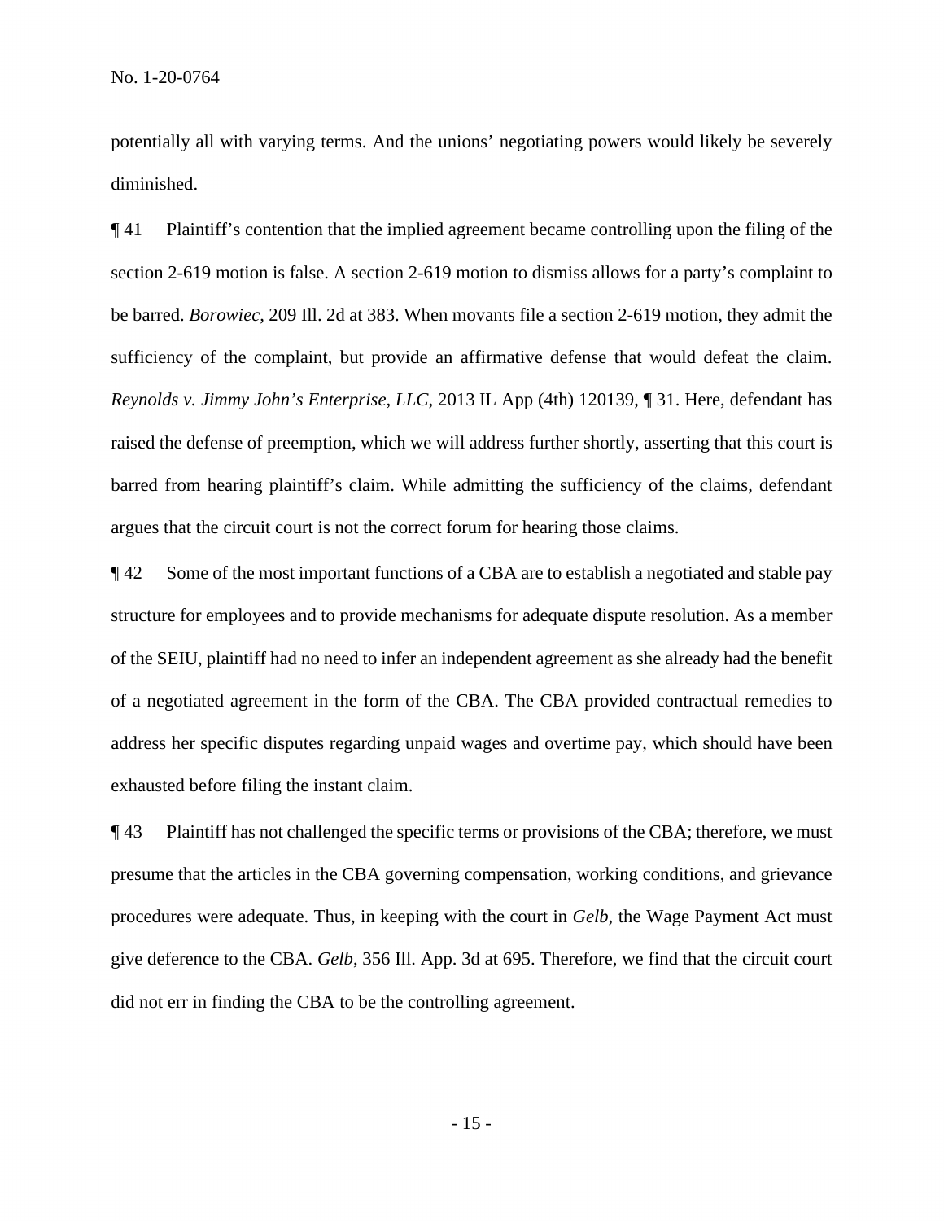potentially all with varying terms. And the unions' negotiating powers would likely be severely diminished.

¶ 41 Plaintiff's contention that the implied agreement became controlling upon the filing of the section 2-619 motion is false. A section 2-619 motion to dismiss allows for a party's complaint to be barred. *Borowiec*, 209 Ill. 2d at 383. When movants file a section 2-619 motion, they admit the sufficiency of the complaint, but provide an affirmative defense that would defeat the claim. *Reynolds v. Jimmy John's Enterprise, LLC*, 2013 IL App (4th) 120139, ¶ 31. Here, defendant has raised the defense of preemption, which we will address further shortly, asserting that this court is barred from hearing plaintiff's claim. While admitting the sufficiency of the claims, defendant argues that the circuit court is not the correct forum for hearing those claims.

¶ 42 Some of the most important functions of a CBA are to establish a negotiated and stable pay structure for employees and to provide mechanisms for adequate dispute resolution. As a member of the SEIU, plaintiff had no need to infer an independent agreement as she already had the benefit of a negotiated agreement in the form of the CBA. The CBA provided contractual remedies to address her specific disputes regarding unpaid wages and overtime pay, which should have been exhausted before filing the instant claim.

¶ 43 Plaintiff has not challenged the specific terms or provisions of the CBA; therefore, we must presume that the articles in the CBA governing compensation, working conditions, and grievance procedures were adequate. Thus, in keeping with the court in *Gelb*, the Wage Payment Act must give deference to the CBA. *Gelb*, 356 Ill. App. 3d at 695. Therefore, we find that the circuit court did not err in finding the CBA to be the controlling agreement.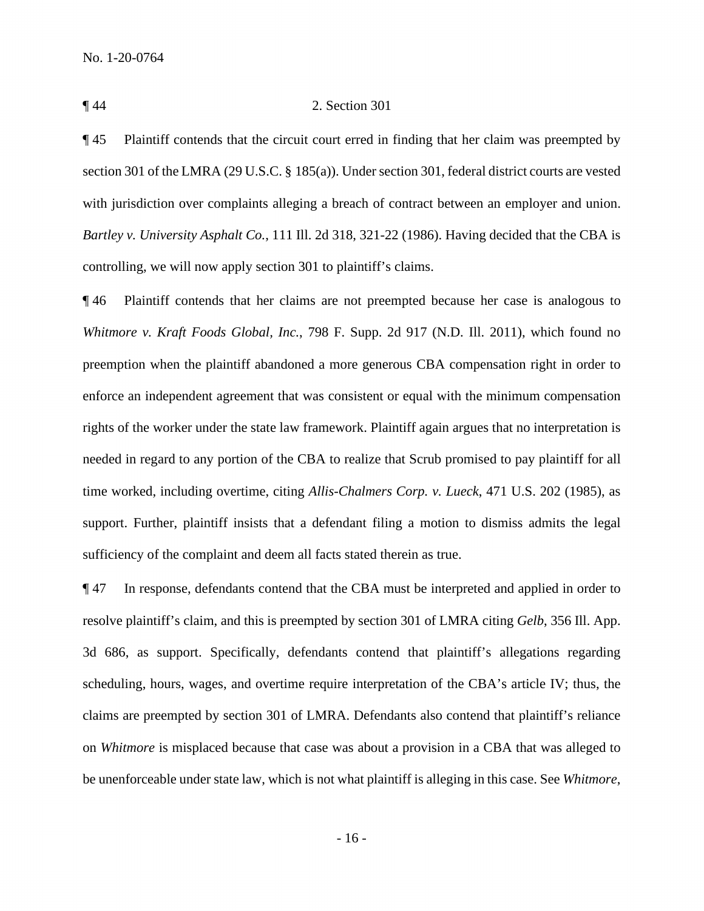¶ 44 2. Section 301

¶ 45 Plaintiff contends that the circuit court erred in finding that her claim was preempted by section 301 of the LMRA (29 U.S.C. § 185(a)). Under section 301, federal district courts are vested with jurisdiction over complaints alleging a breach of contract between an employer and union. *Bartley v. University Asphalt Co.*, 111 Ill. 2d 318, 321-22 (1986). Having decided that the CBA is controlling, we will now apply section 301 to plaintiff's claims.

¶ 46 Plaintiff contends that her claims are not preempted because her case is analogous to *Whitmore v. Kraft Foods Global, Inc.*, 798 F. Supp. 2d 917 (N.D. Ill. 2011), which found no preemption when the plaintiff abandoned a more generous CBA compensation right in order to enforce an independent agreement that was consistent or equal with the minimum compensation rights of the worker under the state law framework. Plaintiff again argues that no interpretation is needed in regard to any portion of the CBA to realize that Scrub promised to pay plaintiff for all time worked, including overtime, citing *Allis-Chalmers Corp. v. Lueck*, 471 U.S. 202 (1985), as support. Further, plaintiff insists that a defendant filing a motion to dismiss admits the legal sufficiency of the complaint and deem all facts stated therein as true.

¶ 47 In response, defendants contend that the CBA must be interpreted and applied in order to resolve plaintiff's claim, and this is preempted by section 301 of LMRA citing *Gelb*, 356 Ill. App. 3d 686, as support. Specifically, defendants contend that plaintiff's allegations regarding scheduling, hours, wages, and overtime require interpretation of the CBA's article IV; thus, the claims are preempted by section 301 of LMRA. Defendants also contend that plaintiff's reliance on *Whitmore* is misplaced because that case was about a provision in a CBA that was alleged to be unenforceable under state law, which is not what plaintiff is alleging in this case. See *Whitmore*,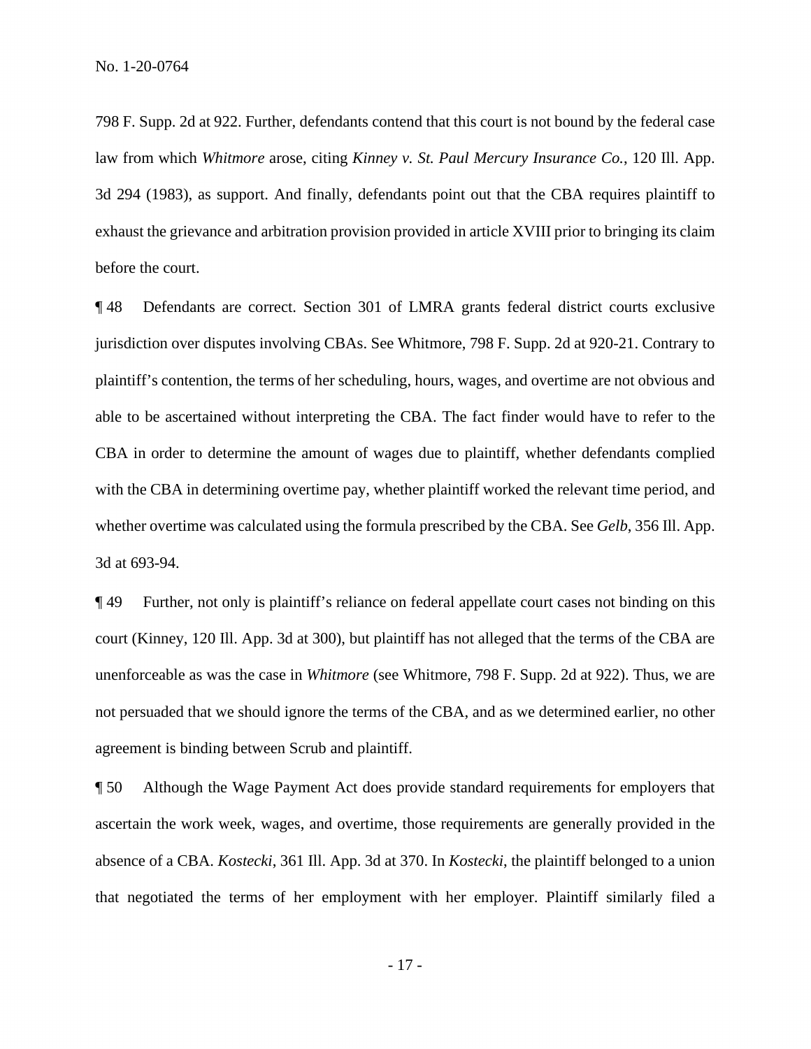798 F. Supp. 2d at 922. Further, defendants contend that this court is not bound by the federal case law from which *Whitmore* arose, citing *Kinney v. St. Paul Mercury Insurance Co.*, 120 Ill. App. 3d 294 (1983), as support. And finally, defendants point out that the CBA requires plaintiff to exhaust the grievance and arbitration provision provided in article XVIII prior to bringing its claim before the court.

¶ 48 Defendants are correct. Section 301 of LMRA grants federal district courts exclusive jurisdiction over disputes involving CBAs. See Whitmore, 798 F. Supp. 2d at 920-21. Contrary to plaintiff's contention, the terms of her scheduling, hours, wages, and overtime are not obvious and able to be ascertained without interpreting the CBA. The fact finder would have to refer to the CBA in order to determine the amount of wages due to plaintiff, whether defendants complied with the CBA in determining overtime pay, whether plaintiff worked the relevant time period, and whether overtime was calculated using the formula prescribed by the CBA. See *Gelb*, 356 Ill. App. 3d at 693-94.

¶ 49 Further, not only is plaintiff's reliance on federal appellate court cases not binding on this court (Kinney, 120 Ill. App. 3d at 300), but plaintiff has not alleged that the terms of the CBA are unenforceable as was the case in *Whitmore* (see Whitmore, 798 F. Supp. 2d at 922). Thus, we are not persuaded that we should ignore the terms of the CBA, and as we determined earlier, no other agreement is binding between Scrub and plaintiff.

¶ 50 Although the Wage Payment Act does provide standard requirements for employers that ascertain the work week, wages, and overtime, those requirements are generally provided in the absence of a CBA. *Kostecki*, 361 Ill. App. 3d at 370. In *Kostecki*, the plaintiff belonged to a union that negotiated the terms of her employment with her employer. Plaintiff similarly filed a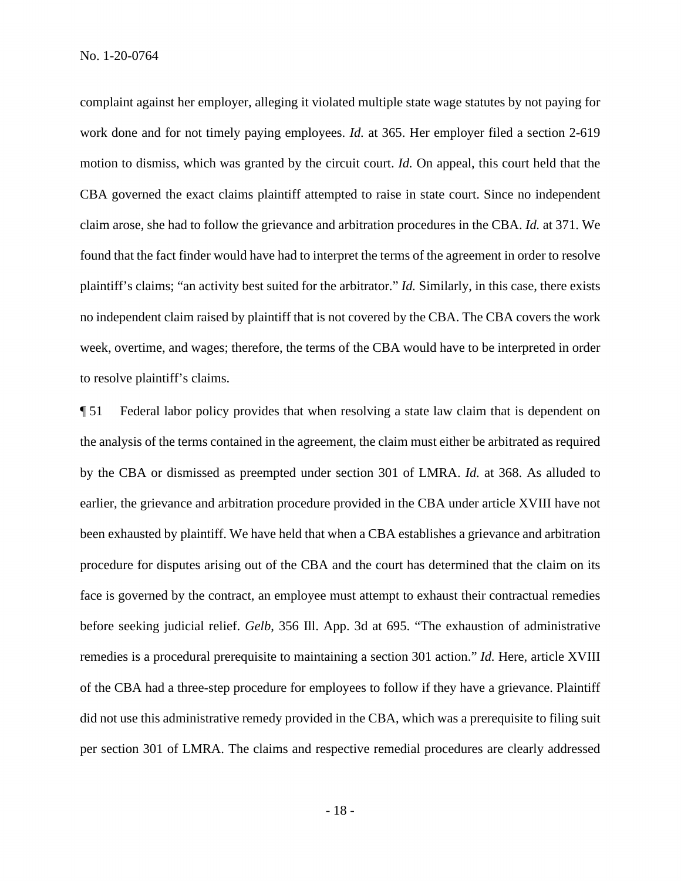complaint against her employer, alleging it violated multiple state wage statutes by not paying for work done and for not timely paying employees. *Id.* at 365. Her employer filed a section 2-619 motion to dismiss, which was granted by the circuit court. *Id.* On appeal, this court held that the CBA governed the exact claims plaintiff attempted to raise in state court. Since no independent claim arose, she had to follow the grievance and arbitration procedures in the CBA. *Id.* at 371. We found that the fact finder would have had to interpret the terms of the agreement in order to resolve plaintiff's claims; "an activity best suited for the arbitrator." *Id.* Similarly, in this case, there exists no independent claim raised by plaintiff that is not covered by the CBA. The CBA covers the work week, overtime, and wages; therefore, the terms of the CBA would have to be interpreted in order to resolve plaintiff's claims.

¶ 51 Federal labor policy provides that when resolving a state law claim that is dependent on the analysis of the terms contained in the agreement, the claim must either be arbitrated as required by the CBA or dismissed as preempted under section 301 of LMRA. *Id.* at 368. As alluded to earlier, the grievance and arbitration procedure provided in the CBA under article XVIII have not been exhausted by plaintiff. We have held that when a CBA establishes a grievance and arbitration procedure for disputes arising out of the CBA and the court has determined that the claim on its face is governed by the contract, an employee must attempt to exhaust their contractual remedies before seeking judicial relief. *Gelb*, 356 Ill. App. 3d at 695. "The exhaustion of administrative remedies is a procedural prerequisite to maintaining a section 301 action." *Id.* Here, article XVIII of the CBA had a three-step procedure for employees to follow if they have a grievance. Plaintiff did not use this administrative remedy provided in the CBA, which was a prerequisite to filing suit per section 301 of LMRA. The claims and respective remedial procedures are clearly addressed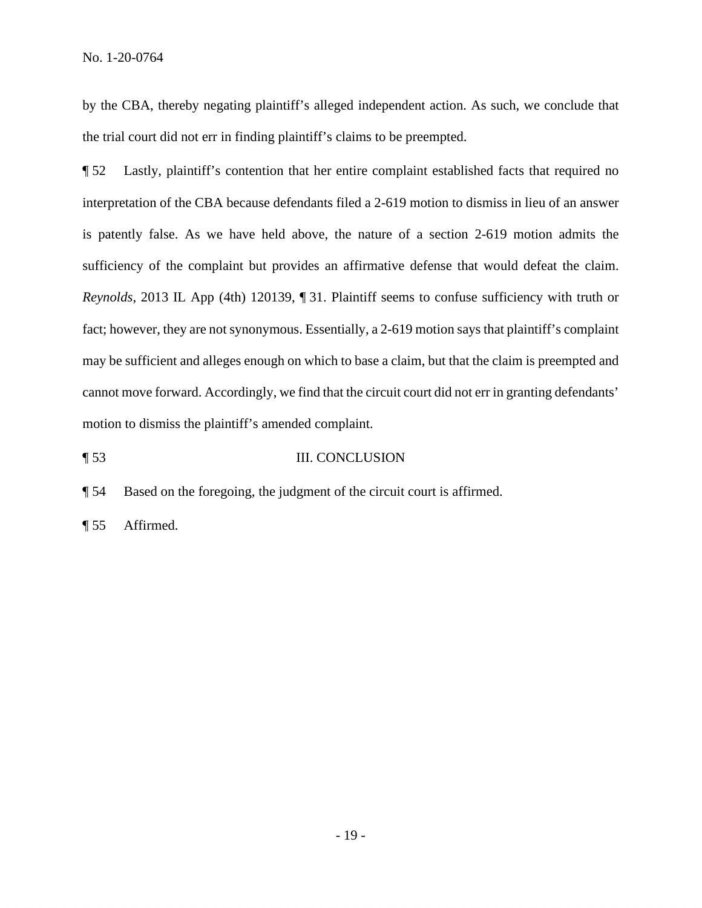by the CBA, thereby negating plaintiff's alleged independent action. As such, we conclude that the trial court did not err in finding plaintiff's claims to be preempted.

¶ 52 Lastly, plaintiff's contention that her entire complaint established facts that required no interpretation of the CBA because defendants filed a 2-619 motion to dismiss in lieu of an answer is patently false. As we have held above, the nature of a section 2-619 motion admits the sufficiency of the complaint but provides an affirmative defense that would defeat the claim. *Reynolds*, 2013 IL App (4th) 120139, ¶ 31. Plaintiff seems to confuse sufficiency with truth or fact; however, they are not synonymous. Essentially, a 2-619 motion says that plaintiff's complaint may be sufficient and alleges enough on which to base a claim, but that the claim is preempted and cannot move forward. Accordingly, we find that the circuit court did not err in granting defendants' motion to dismiss the plaintiff's amended complaint.

## ¶ 53 III. CONCLUSION

¶ 54 Based on the foregoing, the judgment of the circuit court is affirmed.

¶ 55 Affirmed.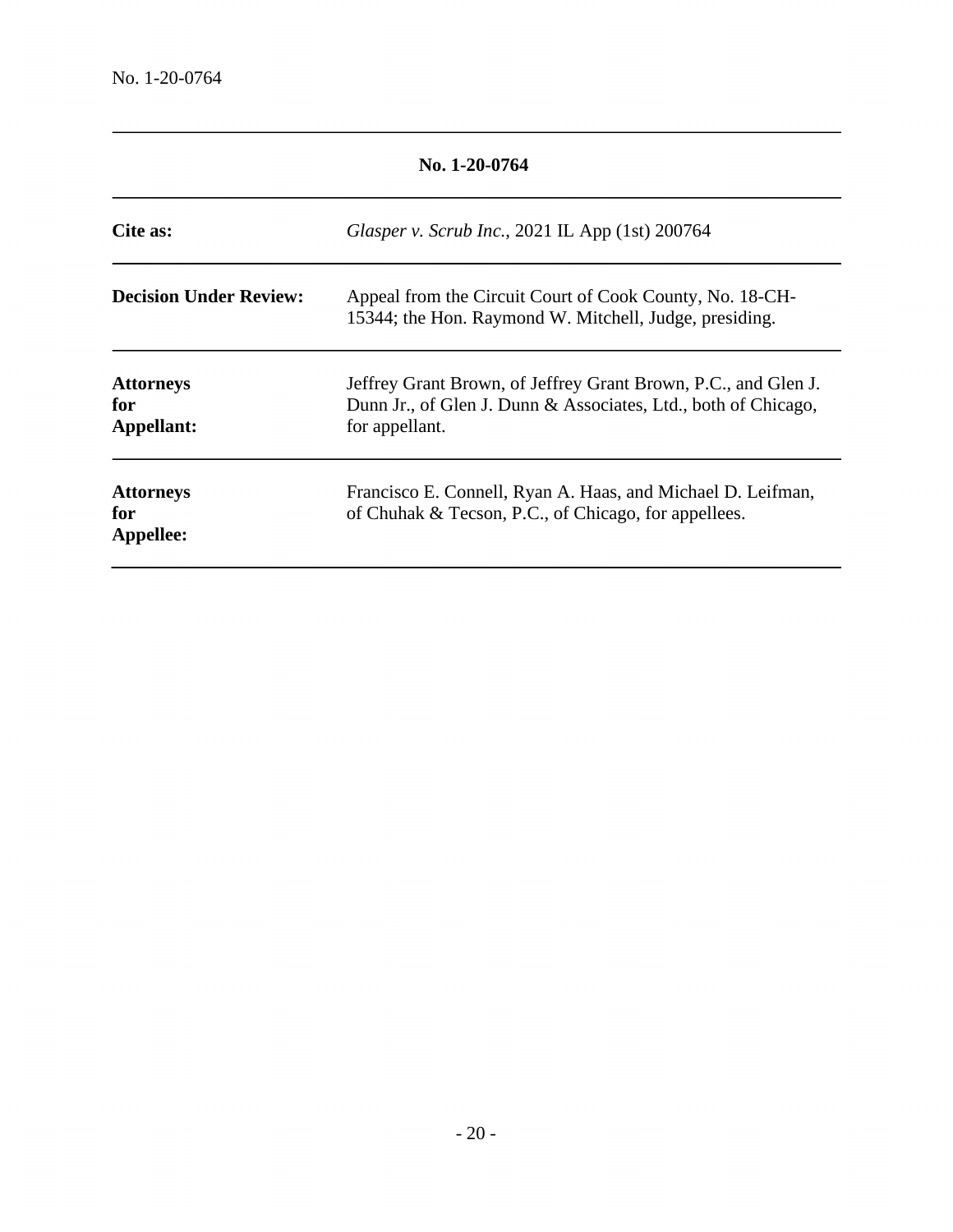**No. 1-20-0764**

| | |
|---|---|
| **Cite as:** | *Glasper v. Scrub Inc.*, 2021 IL App (1st) 200764 |
| **Decision Under Review:** | Appeal from the Circuit Court of Cook County, No. 18-CH-15344; the Hon. Raymond W. Mitchell, Judge, presiding. |
| **Attorneys for Appellant:** | Jeffrey Grant Brown, of Jeffrey Grant Brown, P.C., and Glen J. Dunn Jr., of Glen J. Dunn & Associates, Ltd., both of Chicago, for appellant. |
| **Attorneys for Appellee:** | Francisco E. Connell, Ryan A. Haas, and Michael D. Leifman, of Chuhak & Tecson, P.C., of Chicago, for appellees. |